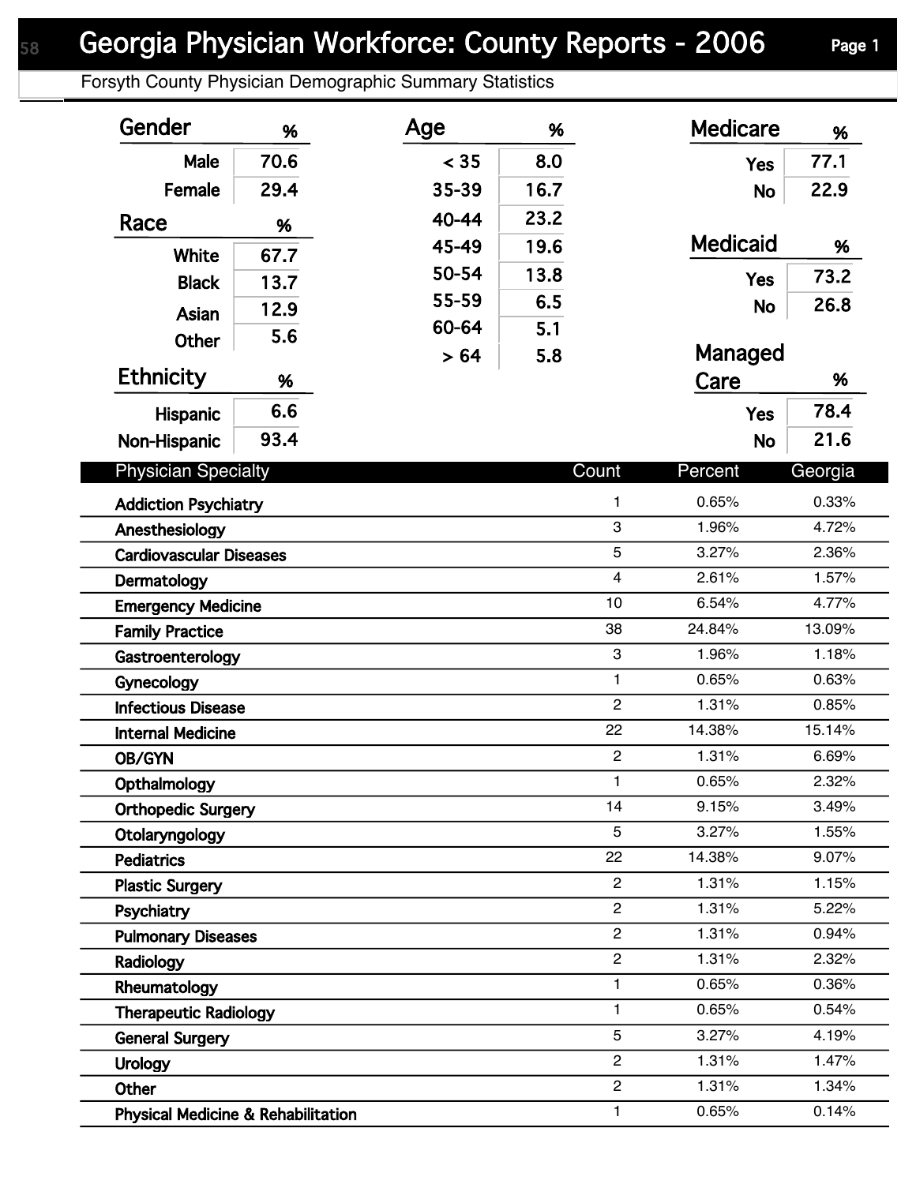# Georgia Physician Workforce: County Reports - 2006

Forsyth County Physician Demographic Summary Statistics

### Gender

| Gender | % |
|---|---|
| Male | 70.6 |
| Female | 29.4 |

### Race

| Race | % |
|---|---|
| White | 67.7 |
| Black | 13.7 |
| Asian | 12.9 |
| Other | 5.6 |

### Ethnicity

| Ethnicity | % |
|---|---|
| Hispanic | 6.6 |
| Non-Hispanic | 93.4 |

### Age

| Age | % |
|---|---|
| < 35 | 8.0 |
| 35-39 | 16.7 |
| 40-44 | 23.2 |
| 45-49 | 19.6 |
| 50-54 | 13.8 |
| 55-59 | 6.5 |
| 60-64 | 5.1 |
| > 64 | 5.8 |

### Medicare

| Medicare | % |
|---|---|
| Yes | 77.1 |
| No | 22.9 |

### Medicaid

| Medicaid | % |
|---|---|
| Yes | 73.2 |
| No | 26.8 |

### Managed Care

| Managed Care | % |
|---|---|
| Yes | 78.4 |
| No | 21.6 |

| Physician Specialty | Count | Percent | Georgia |
|---|---|---|---|
| Addiction Psychiatry | 1 | 0.65% | 0.33% |
| Anesthesiology | 3 | 1.96% | 4.72% |
| Cardiovascular Diseases | 5 | 3.27% | 2.36% |
| Dermatology | 4 | 2.61% | 1.57% |
| Emergency Medicine | 10 | 6.54% | 4.77% |
| Family Practice | 38 | 24.84% | 13.09% |
| Gastroenterology | 3 | 1.96% | 1.18% |
| Gynecology | 1 | 0.65% | 0.63% |
| Infectious Disease | 2 | 1.31% | 0.85% |
| Internal Medicine | 22 | 14.38% | 15.14% |
| OB/GYN | 2 | 1.31% | 6.69% |
| Opthalmology | 1 | 0.65% | 2.32% |
| Orthopedic Surgery | 14 | 9.15% | 3.49% |
| Otolaryngology | 5 | 3.27% | 1.55% |
| Pediatrics | 22 | 14.38% | 9.07% |
| Plastic Surgery | 2 | 1.31% | 1.15% |
| Psychiatry | 2 | 1.31% | 5.22% |
| Pulmonary Diseases | 2 | 1.31% | 0.94% |
| Radiology | 2 | 1.31% | 2.32% |
| Rheumatology | 1 | 0.65% | 0.36% |
| Therapeutic Radiology | 1 | 0.65% | 0.54% |
| General Surgery | 5 | 3.27% | 4.19% |
| Urology | 2 | 1.31% | 1.47% |
| Other | 2 | 1.31% | 1.34% |
| Physical Medicine & Rehabilitation | 1 | 0.65% | 0.14% |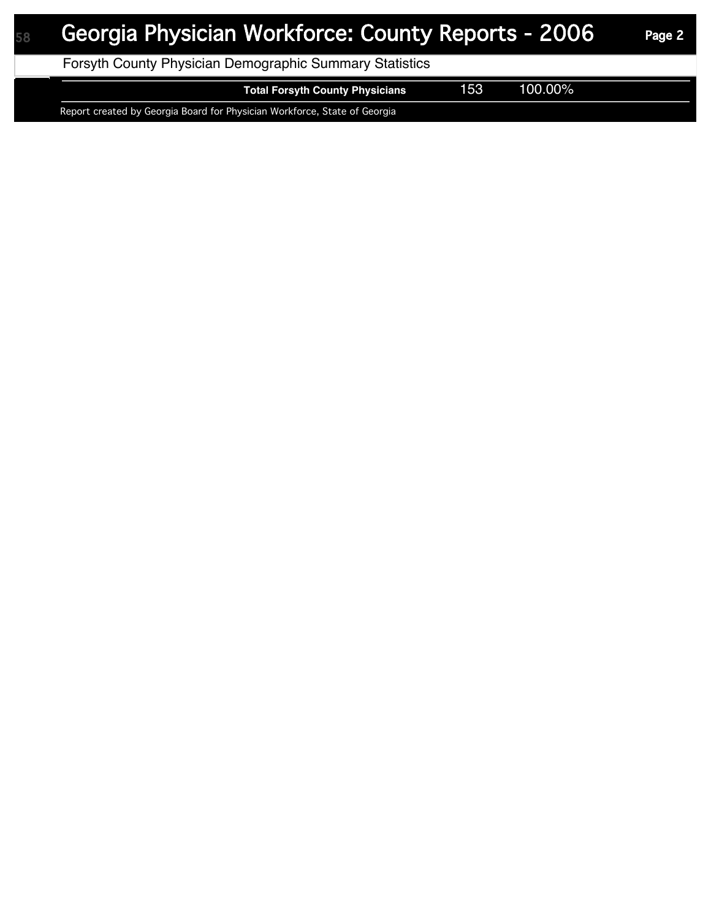## Forsyth County Physician Demographic Summary Statistics

| | | |
|---|---|---|
| **Total Forsyth County Physicians** | 153 | 100.00% |

Report created by Georgia Board for Physician Workforce, State of Georgia